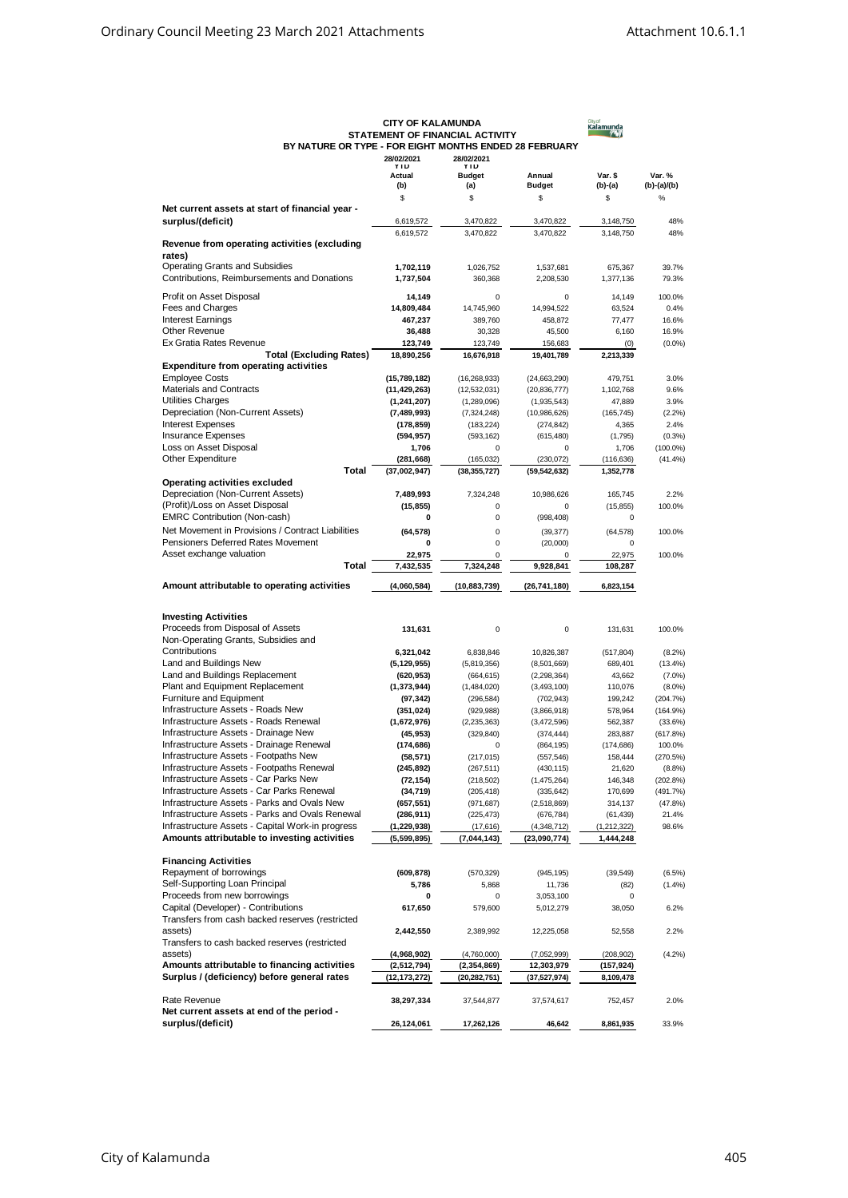# CITY OF KALAMUNDA
## STATEMENT OF FINANCIAL ACTIVITY
### BY NATURE OR TYPE - FOR EIGHT MONTHS ENDED 28 FEBRUARY

| | 28/02/2021 YTD Actual (b) | 28/02/2021 YTD Budget (a) | Annual Budget | Var. $ (b)-(a) | Var. % (b)-(a)/(b) |
|---|---|---|---|---|---|
| | $ | $ | $ | $ | % |
| **Net current assets at start of financial year - surplus/(deficit)** | 6,619,572 | 3,470,822 | 3,470,822 | 3,148,750 | 48% |
| | 6,619,572 | 3,470,822 | 3,470,822 | 3,148,750 | 48% |
| **Revenue from operating activities (excluding rates)** | | | | | |
| Operating Grants and Subsidies | **1,702,119** | 1,026,752 | 1,537,681 | 675,367 | 39.7% |
| Contributions, Reimbursements and Donations | **1,737,504** | 360,368 | 2,208,530 | 1,377,136 | 79.3% |
| Profit on Asset Disposal | **14,149** | 0 | 0 | 14,149 | 100.0% |
| Fees and Charges | **14,809,484** | 14,745,960 | 14,994,522 | 63,524 | 0.4% |
| Interest Earnings | **467,237** | 389,760 | 458,872 | 77,477 | 16.6% |
| Other Revenue | **36,488** | 30,328 | 45,500 | 6,160 | 16.9% |
| Ex Gratia Rates Revenue | **123,749** | 123,749 | 156,683 | (0) | (0.0%) |
| **Total (Excluding Rates)** | **18,890,256** | **16,676,918** | **19,401,789** | **2,213,339** | |
| **Expenditure from operating activities** | | | | | |
| Employee Costs | **(15,789,182)** | (16,268,933) | (24,663,290) | 479,751 | 3.0% |
| Materials and Contracts | **(11,429,263)** | (12,532,031) | (20,836,777) | 1,102,768 | 9.6% |
| Utilities Charges | **(1,241,207)** | (1,289,096) | (1,935,543) | 47,889 | 3.9% |
| Depreciation (Non-Current Assets) | **(7,489,993)** | (7,324,248) | (10,986,626) | (165,745) | (2.2%) |
| Interest Expenses | **(178,859)** | (183,224) | (274,842) | 4,365 | 2.4% |
| Insurance Expenses | **(594,957)** | (593,162) | (615,480) | (1,795) | (0.3%) |
| Loss on Asset Disposal | **1,706** | 0 | 0 | 1,706 | (100.0%) |
| Other Expenditure | **(281,668)** | (165,032) | (230,072) | (116,636) | (41.4%) |
| **Total** | **(37,002,947)** | **(38,355,727)** | **(59,542,632)** | **1,352,778** | |
| **Operating activities excluded** | | | | | |
| Depreciation (Non-Current Assets) | **7,489,993** | 7,324,248 | 10,986,626 | 165,745 | 2.2% |
| (Profit)/Loss on Asset Disposal | **(15,855)** | 0 | 0 | (15,855) | 100.0% |
| EMRC Contribution (Non-cash) | **0** | 0 | (998,408) | 0 | |
| Net Movement in Provisions / Contract Liabilities | **(64,578)** | 0 | (39,377) | (64,578) | 100.0% |
| Pensioners Deferred Rates Movement | **0** | 0 | (20,000) | 0 | |
| Asset exchange valuation | **22,975** | 0 | 0 | 22,975 | 100.0% |
| **Total** | **7,432,535** | **7,324,248** | **9,928,841** | **108,287** | |
| **Amount attributable to operating activities** | **(4,060,584)** | **(10,883,739)** | **(26,741,180)** | **6,823,154** | |
| **Investing Activities** | | | | | |
| Proceeds from Disposal of Assets | **131,631** | 0 | 0 | 131,631 | 100.0% |
| Non-Operating Grants, Subsidies and Contributions | **6,321,042** | 6,838,846 | 10,826,387 | (517,804) | (8.2%) |
| Land and Buildings New | **(5,129,955)** | (5,819,356) | (8,501,669) | 689,401 | (13.4%) |
| Land and Buildings Replacement | **(620,953)** | (664,615) | (2,298,364) | 43,662 | (7.0%) |
| Plant and Equipment Replacement | **(1,373,944)** | (1,484,020) | (3,493,100) | 110,076 | (8.0%) |
| Furniture and Equipment | **(97,342)** | (296,584) | (702,943) | 199,242 | (204.7%) |
| Infrastructure Assets - Roads New | **(351,024)** | (929,988) | (3,866,918) | 578,964 | (164.9%) |
| Infrastructure Assets - Roads Renewal | **(1,672,976)** | (2,235,363) | (3,472,596) | 562,387 | (33.6%) |
| Infrastructure Assets - Drainage New | **(45,953)** | (329,840) | (374,444) | 283,887 | (617.8%) |
| Infrastructure Assets - Drainage Renewal | **(174,686)** | 0 | (864,195) | (174,686) | 100.0% |
| Infrastructure Assets - Footpaths New | **(58,571)** | (217,015) | (557,546) | 158,444 | (270.5%) |
| Infrastructure Assets - Footpaths Renewal | **(245,892)** | (267,511) | (430,115) | 21,620 | (8.8%) |
| Infrastructure Assets - Car Parks New | **(72,154)** | (218,502) | (1,475,264) | 146,348 | (202.8%) |
| Infrastructure Assets - Car Parks Renewal | **(34,719)** | (205,418) | (335,642) | 170,699 | (491.7%) |
| Infrastructure Assets - Parks and Ovals New | **(657,551)** | (971,687) | (2,518,869) | 314,137 | (47.8%) |
| Infrastructure Assets - Parks and Ovals Renewal | **(286,911)** | (225,473) | (676,784) | (61,439) | 21.4% |
| Infrastructure Assets - Capital Work-in progress | **(1,229,938)** | (17,616) | (4,348,712) | (1,212,322) | 98.6% |
| **Amounts attributable to investing activities** | **(5,599,895)** | **(7,044,143)** | **(23,090,774)** | **1,444,248** | |
| **Financing Activities** | | | | | |
| Repayment of borrowings | **(609,878)** | (570,329) | (945,195) | (39,549) | (6.5%) |
| Self-Supporting Loan Principal | **5,786** | 5,868 | 11,736 | (82) | (1.4%) |
| Proceeds from new borrowings | **0** | 0 | 3,053,100 | 0 | |
| Capital (Developer) - Contributions | **617,650** | 579,600 | 5,012,279 | 38,050 | 6.2% |
| Transfers from cash backed reserves (restricted assets) | **2,442,550** | 2,389,992 | 12,225,058 | 52,558 | 2.2% |
| Transfers to cash backed reserves (restricted assets) | **(4,968,902)** | (4,760,000) | (7,052,999) | (208,902) | (4.2%) |
| **Amounts attributable to financing activities** | **(2,512,794)** | **(2,354,869)** | **12,303,979** | **(157,924)** | |
| **Surplus / (deficiency) before general rates** | **(12,173,272)** | **(20,282,751)** | **(37,527,974)** | **8,109,478** | |
| Rate Revenue | **38,297,334** | 37,544,877 | 37,574,617 | 752,457 | 2.0% |
| **Net current assets at end of the period - surplus/(deficit)** | **26,124,061** | **17,262,126** | **46,642** | **8,861,935** | 33.9% |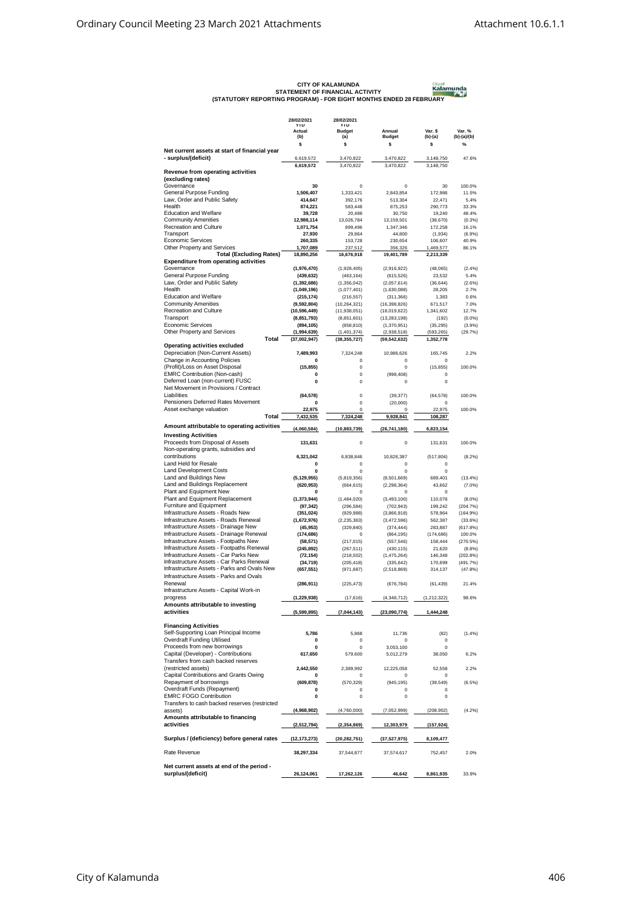**CITY OF KALAMUNDA**
**STATEMENT OF FINANCIAL ACTIVITY**
**(STATUTORY REPORTING PROGRAM) - FOR EIGHT MONTHS ENDED 28 FEBRUARY**

| | 28/02/2021 YTD Actual (b) | 28/02/2021 YTD Budget (a) | Annual Budget | Var. $ (b)-(a) | Var. % (b)-(a)/(b) |
|---|---|---|---|---|---|
| | $ | $ | $ | $ | % |
| **Net current assets at start of financial year - surplus/(deficit)** | 6,619,572 | 3,470,822 | 3,470,822 | 3,148,750 | 47.6% |
| | 6,619,572 | 3,470,822 | 3,470,822 | 3,148,750 | |
| **Revenue from operating activities (excluding rates)** | | | | | |
| Governance | **30** | 0 | 0 | 30 | 100.0% |
| General Purpose Funding | **1,506,407** | 1,333,421 | 2,843,854 | 172,986 | 11.5% |
| Law, Order and Public Safety | **414,647** | 392,176 | 513,304 | 22,471 | 5.4% |
| Health | **874,221** | 583,448 | 875,253 | 290,773 | 33.3% |
| Education and Welfare | **39,728** | 20,488 | 30,750 | 19,240 | 48.4% |
| Community Amenities | **12,988,114** | 13,026,784 | 13,159,501 | (38,670) | (0.3%) |
| Recreation and Culture | **1,071,754** | 899,496 | 1,347,346 | 172,258 | 16.1% |
| Transport | **27,930** | 29,864 | 44,800 | (1,934) | (6.9%) |
| Economic Services | **260,335** | 153,728 | 230,654 | 106,607 | 40.9% |
| Other Property and Services | **1,707,089** | 237,512 | 356,326 | 1,469,577 | 86.1% |
| **Total (Excluding Rates)** | **18,890,256** | **16,676,918** | **19,401,789** | **2,213,339** | |
| **Expenditure from operating activities** | | | | | |
| Governance | **(1,976,470)** | (1,928,405) | (2,916,922) | (48,065) | (2.4%) |
| General Purpose Funding | **(439,632)** | (463,164) | (615,526) | 23,532 | 5.4% |
| Law, Order and Public Safety | **(1,392,686)** | (1,356,042) | (2,057,614) | (36,644) | (2.6%) |
| Health | **(1,049,196)** | (1,077,401) | (1,630,088) | 28,205 | 2.7% |
| Education and Welfare | **(215,174)** | (216,557) | (311,366) | 1,383 | 0.6% |
| Community Amenities | **(9,592,804)** | (10,264,321) | (16,398,826) | 671,517 | 7.0% |
| Recreation and Culture | **(10,596,449)** | (11,938,051) | (18,019,622) | 1,341,602 | 12.7% |
| Transport | **(8,851,793)** | (8,851,601) | (13,283,198) | (192) | (0.0%) |
| Economic Services | **(894,105)** | (858,810) | (1,370,951) | (35,295) | (3.9%) |
| Other Property and Services | **(1,994,639)** | (1,401,374) | (2,938,518) | (593,265) | (29.7%) |
| **Total** | **(37,002,947)** | **(38,355,727)** | **(59,542,632)** | **1,352,778** | |
| **Operating activities excluded** | | | | | |
| Depreciation (Non-Current Assets) | **7,489,993** | 7,324,248 | 10,986,626 | 165,745 | 2.2% |
| Change in Accounting Policies | **0** | 0 | 0 | 0 | |
| (Profit)/Loss on Asset Disposal | **(15,855)** | 0 | 0 | (15,855) | 100.0% |
| EMRC Contribution (Non-cash) | **0** | 0 | (998,408) | 0 | |
| Deferred Loan (non-current) FUSC | **0** | 0 | 0 | 0 | |
| Net Movement in Provisions / Contract Liabilities | **(64,578)** | 0 | (39,377) | (64,578) | 100.0% |
| Pensioners Deferred Rates Movement | **0** | 0 | (20,000) | 0 | |
| Asset exchange valuation | **22,975** | 0 | 0 | 22,975 | 100.0% |
| **Total** | **7,432,535** | **7,324,248** | **9,928,841** | **108,287** | |
| **Amount attributable to operating activities** | **(4,060,584)** | **(10,883,739)** | **(26,741,180)** | **6,823,154** | |
| **Investing Activities** | | | | | |
| Proceeds from Disposal of Assets | **131,631** | 0 | 0 | 131,631 | 100.0% |
| Non-operating grants, subsidies and contributions | **6,321,042** | 6,838,846 | 10,826,387 | (517,804) | (8.2%) |
| Land Held for Resale | **0** | 0 | 0 | 0 | |
| Land Development Costs | **0** | 0 | 0 | 0 | |
| Land and Buildings New | **(5,129,955)** | (5,819,356) | (8,501,669) | 689,401 | (13.4%) |
| Land and Buildings Replacement | **(620,953)** | (664,615) | (2,298,364) | 43,662 | (7.0%) |
| Plant and Equipment New | **0** | 0 | 0 | 0 | |
| Plant and Equipment Replacement | **(1,373,944)** | (1,484,020) | (3,493,100) | 110,076 | (8.0%) |
| Furniture and Equipment | **(97,342)** | (296,584) | (702,943) | 199,242 | (204.7%) |
| Infrastructure Assets - Roads New | **(351,024)** | (929,988) | (3,866,918) | 578,964 | (164.9%) |
| Infrastructure Assets - Roads Renewal | **(1,672,976)** | (2,235,363) | (3,472,596) | 562,387 | (33.6%) |
| Infrastructure Assets - Drainage New | **(45,953)** | (329,840) | (374,444) | 283,887 | (617.8%) |
| Infrastructure Assets - Drainage Renewal | **(174,686)** | 0 | (864,195) | (174,686) | 100.0% |
| Infrastructure Assets - Footpaths New | **(58,571)** | (217,015) | (557,546) | 158,444 | (270.5%) |
| Infrastructure Assets - Footpaths Renewal | **(245,892)** | (267,511) | (430,115) | 21,620 | (8.8%) |
| Infrastructure Assets - Car Parks New | **(72,154)** | (218,502) | (1,475,264) | 146,348 | (202.8%) |
| Infrastructure Assets - Car Parks Renewal | **(34,719)** | (205,418) | (335,642) | 170,699 | (491.7%) |
| Infrastructure Assets - Parks and Ovals New | **(657,551)** | (971,687) | (2,518,869) | 314,137 | (47.8%) |
| Infrastructure Assets - Parks and Ovals Renewal | **(286,911)** | (225,473) | (676,784) | (61,439) | 21.4% |
| Infrastructure Assets - Capital Work-in progress | **(1,229,938)** | (17,616) | (4,348,712) | (1,212,322) | 98.6% |
| **Amounts attributable to investing activities** | **(5,599,895)** | **(7,044,143)** | **(23,090,774)** | **1,444,248** | |
| **Financing Activities** | | | | | |
| Self-Supporting Loan Principal Income | **5,786** | 5,868 | 11,736 | (82) | (1.4%) |
| Overdraft Funding Utilised | **0** | 0 | 0 | 0 | |
| Proceeds from new borrowings | **0** | 0 | 3,053,100 | 0 | |
| Capital (Developer) - Contributions | **617,650** | 579,600 | 5,012,279 | 38,050 | 6.2% |
| Transfers from cash backed reserves (restricted assets) | **2,442,550** | 2,389,992 | 12,225,058 | 52,558 | 2.2% |
| Capital Contributions and Grants Owing | **0** | 0 | 0 | 0 | |
| Repayment of borrowings | **(609,878)** | (570,329) | (945,195) | (39,549) | (6.5%) |
| Overdraft Funds (Repayment) | **0** | 0 | 0 | 0 | |
| EMRC FOGO Contribution | **0** | 0 | 0 | 0 | |
| Transfers to cash backed reserves (restricted assets) | **(4,968,902)** | (4,760,000) | (7,052,999) | (208,902) | (4.2%) |
| **Amounts attributable to financing activities** | **(2,512,794)** | **(2,354,869)** | **12,303,979** | **(157,924)** | |
| **Surplus / (deficiency) before general rates** | **(12,173,273)** | **(20,282,751)** | **(37,527,975)** | **8,109,477** | |
| Rate Revenue | **38,297,334** | 37,544,877 | 37,574,617 | 752,457 | 2.0% |
| **Net current assets at end of the period - surplus/(deficit)** | **26,124,061** | **17,262,126** | **46,642** | **8,861,935** | 33.9% |